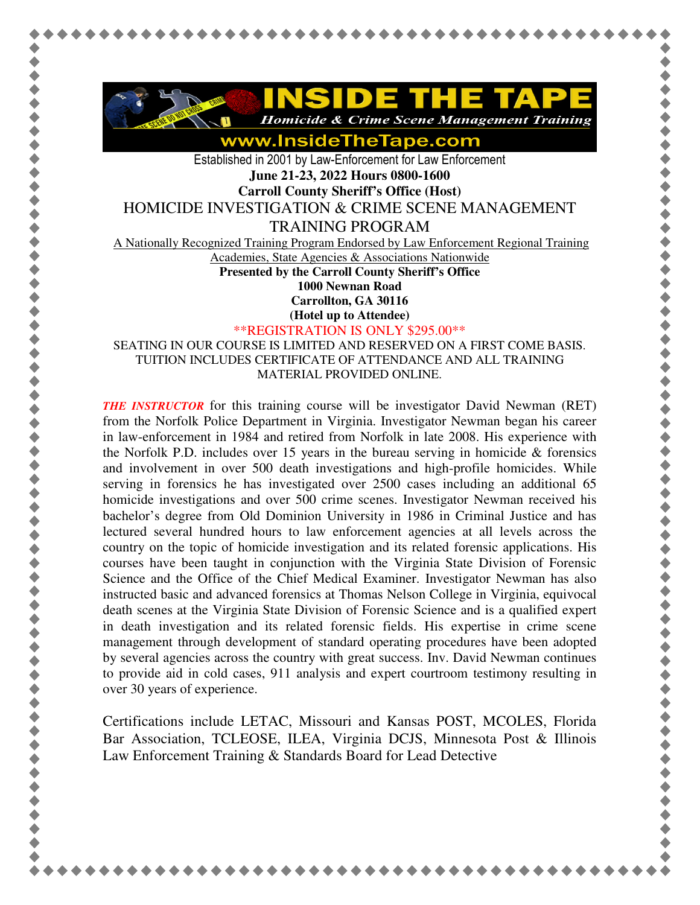# INSIDE THE TAPE

*Homicide & Crime Scene Management Training*

www.InsideTheTape.com

Established in 2001 by Law-Enforcement for Law Enforcement

**June 21-23, 2022 Hours 0800-1600**

**Carroll County Sheriff's Office (Host)**

## HOMICIDE INVESTIGATION & CRIME SCENE MANAGEMENT TRAINING PROGRAM

A Nationally Recognized Training Program Endorsed by Law Enforcement Regional Training Academies, State Agencies & Associations Nationwide

**Presented by the Carroll County Sheriff's Office**
**1000 Newnan Road**
**Carrollton, GA 30116**
**(Hotel up to Attendee)**

\*\*REGISTRATION IS ONLY $295.00\*\*

SEATING IN OUR COURSE IS LIMITED AND RESERVED ON A FIRST COME BASIS. TUITION INCLUDES CERTIFICATE OF ATTENDANCE AND ALL TRAINING MATERIAL PROVIDED ONLINE.

***THE INSTRUCTOR*** for this training course will be investigator David Newman (RET) from the Norfolk Police Department in Virginia. Investigator Newman began his career in law-enforcement in 1984 and retired from Norfolk in late 2008. His experience with the Norfolk P.D. includes over 15 years in the bureau serving in homicide & forensics and involvement in over 500 death investigations and high-profile homicides. While serving in forensics he has investigated over 2500 cases including an additional 65 homicide investigations and over 500 crime scenes. Investigator Newman received his bachelor's degree from Old Dominion University in 1986 in Criminal Justice and has lectured several hundred hours to law enforcement agencies at all levels across the country on the topic of homicide investigation and its related forensic applications. His courses have been taught in conjunction with the Virginia State Division of Forensic Science and the Office of the Chief Medical Examiner. Investigator Newman has also instructed basic and advanced forensics at Thomas Nelson College in Virginia, equivocal death scenes at the Virginia State Division of Forensic Science and is a qualified expert in death investigation and its related forensic fields. His expertise in crime scene management through development of standard operating procedures have been adopted by several agencies across the country with great success. Inv. David Newman continues to provide aid in cold cases, 911 analysis and expert courtroom testimony resulting in over 30 years of experience.

Certifications include LETAC, Missouri and Kansas POST, MCOLES, Florida Bar Association, TCLEOSE, ILEA, Virginia DCJS, Minnesota Post & Illinois Law Enforcement Training & Standards Board for Lead Detective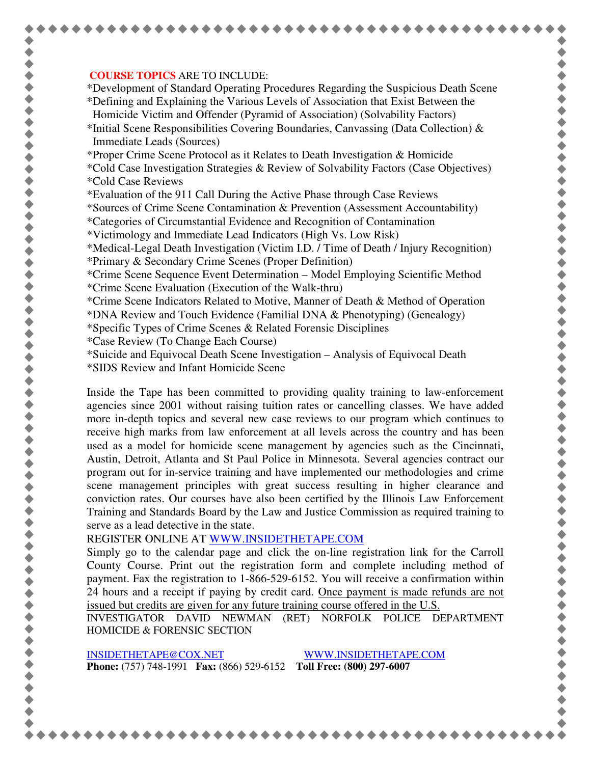**COURSE TOPICS** ARE TO INCLUDE:

*Development of Standard Operating Procedures Regarding the Suspicious Death Scene
*Defining and Explaining the Various Levels of Association that Exist Between the Homicide Victim and Offender (Pyramid of Association) (Solvability Factors)
*Initial Scene Responsibilities Covering Boundaries, Canvassing (Data Collection) & Immediate Leads (Sources)
*Proper Crime Scene Protocol as it Relates to Death Investigation & Homicide
*Cold Case Investigation Strategies & Review of Solvability Factors (Case Objectives)
*Cold Case Reviews
*Evaluation of the 911 Call During the Active Phase through Case Reviews
*Sources of Crime Scene Contamination & Prevention (Assessment Accountability)
*Categories of Circumstantial Evidence and Recognition of Contamination
*Victimology and Immediate Lead Indicators (High Vs. Low Risk)
*Medical-Legal Death Investigation (Victim I.D. / Time of Death / Injury Recognition)
*Primary & Secondary Crime Scenes (Proper Definition)
*Crime Scene Sequence Event Determination – Model Employing Scientific Method
*Crime Scene Evaluation (Execution of the Walk-thru)
*Crime Scene Indicators Related to Motive, Manner of Death & Method of Operation
*DNA Review and Touch Evidence (Familial DNA & Phenotyping) (Genealogy)
*Specific Types of Crime Scenes & Related Forensic Disciplines
*Case Review (To Change Each Course)
*Suicide and Equivocal Death Scene Investigation – Analysis of Equivocal Death
*SIDS Review and Infant Homicide Scene

Inside the Tape has been committed to providing quality training to law-enforcement agencies since 2001 without raising tuition rates or cancelling classes. We have added more in-depth topics and several new case reviews to our program which continues to receive high marks from law enforcement at all levels across the country and has been used as a model for homicide scene management by agencies such as the Cincinnati, Austin, Detroit, Atlanta and St Paul Police in Minnesota. Several agencies contract our program out for in-service training and have implemented our methodologies and crime scene management principles with great success resulting in higher clearance and conviction rates. Our courses have also been certified by the Illinois Law Enforcement Training and Standards Board by the Law and Justice Commission as required training to serve as a lead detective in the state.

REGISTER ONLINE AT WWW.INSIDETHETAPE.COM

Simply go to the calendar page and click the on-line registration link for the Carroll County Course. Print out the registration form and complete including method of payment. Fax the registration to 1-866-529-6152. You will receive a confirmation within 24 hours and a receipt if paying by credit card. Once payment is made refunds are not issued but credits are given for any future training course offered in the U.S.

INVESTIGATOR DAVID NEWMAN (RET) NORFOLK POLICE DEPARTMENT HOMICIDE & FORENSIC SECTION

INSIDETHETAPE@COX.NET WWW.INSIDETHETAPE.COM

**Phone:** (757) 748-1991 **Fax:** (866) 529-6152 **Toll Free: (800) 297-6007**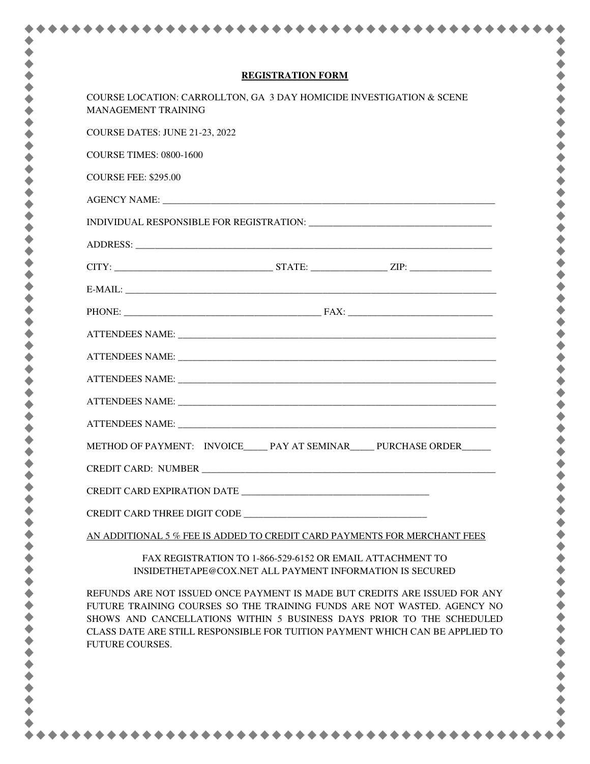**REGISTRATION FORM**

COURSE LOCATION: CARROLLTON, GA 3 DAY HOMICIDE INVESTIGATION & SCENE MANAGEMENT TRAINING

COURSE DATES: JUNE 21-23, 2022

COURSE TIMES: 0800-1600

COURSE FEE: $295.00

AGENCY NAME: ______________________________________________________________________

INDIVIDUAL RESPONSIBLE FOR REGISTRATION: ____________________________________

ADDRESS: __________________________________________________________________________

CITY: _______________________________ STATE: _______________ ZIP: ________________

E-MAIL: ____________________________________________________________________________

PHONE: ________________________________________ FAX: ____________________________

ATTENDEES NAME: ___________________________________________________________________

ATTENDEES NAME: ___________________________________________________________________

ATTENDEES NAME: ___________________________________________________________________

ATTENDEES NAME: ___________________________________________________________________

ATTENDEES NAME: ___________________________________________________________________

METHOD OF PAYMENT: INVOICE_____ PAY AT SEMINAR_____ PURCHASE ORDER______

CREDIT CARD: NUMBER ___________________________________________________________

CREDIT CARD EXPIRATION DATE _____________________________________

CREDIT CARD THREE DIGIT CODE ____________________________________

AN ADDITIONAL 5 % FEE IS ADDED TO CREDIT CARD PAYMENTS FOR MERCHANT FEES

FAX REGISTRATION TO 1-866-529-6152 OR EMAIL ATTACHMENT TO INSIDETHETAPE@COX.NET ALL PAYMENT INFORMATION IS SECURED

REFUNDS ARE NOT ISSUED ONCE PAYMENT IS MADE BUT CREDITS ARE ISSUED FOR ANY FUTURE TRAINING COURSES SO THE TRAINING FUNDS ARE NOT WASTED. AGENCY NO SHOWS AND CANCELLATIONS WITHIN 5 BUSINESS DAYS PRIOR TO THE SCHEDULED CLASS DATE ARE STILL RESPONSIBLE FOR TUITION PAYMENT WHICH CAN BE APPLIED TO FUTURE COURSES.